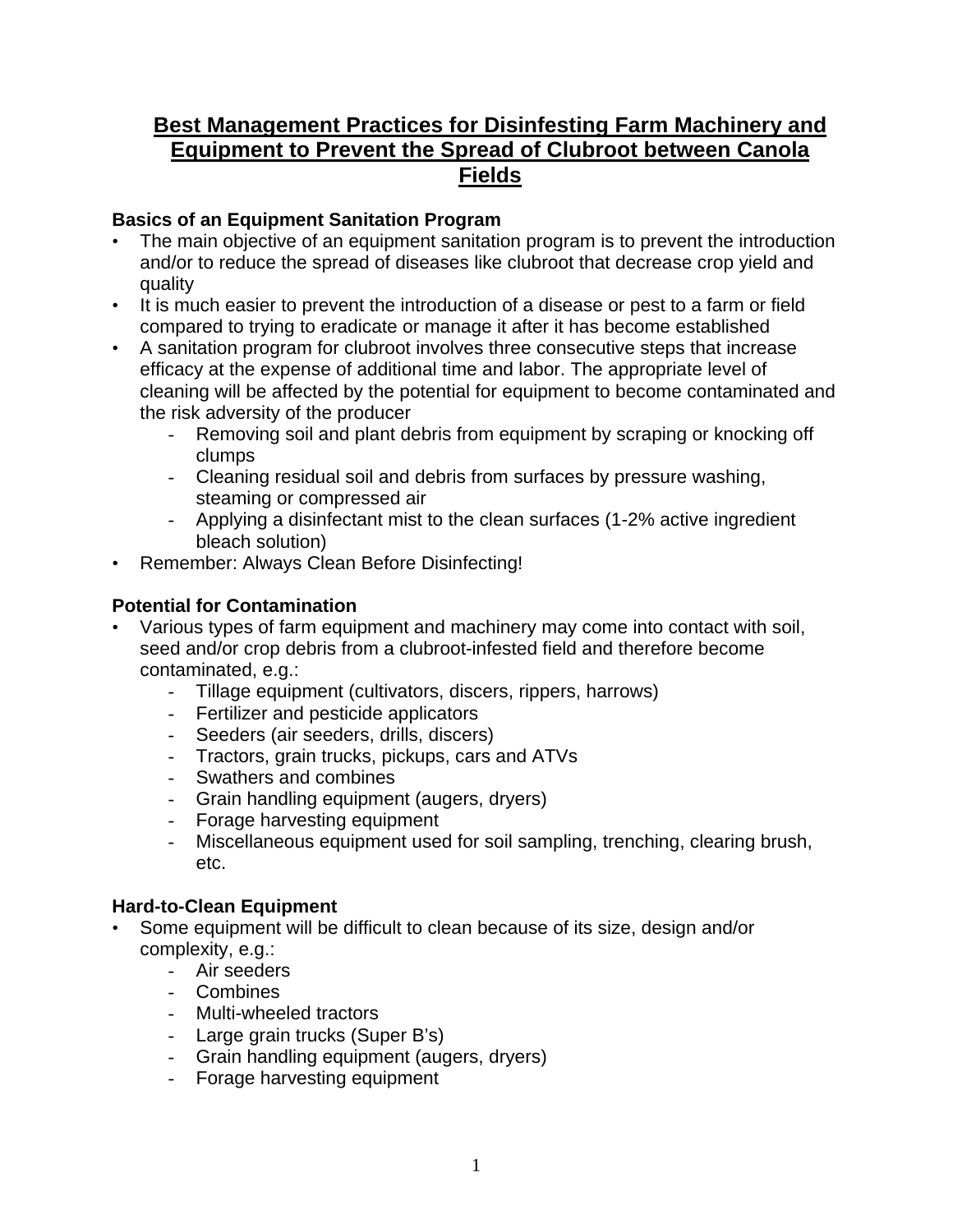# Best Management Practices for Disinfesting Farm Machinery and Equipment to Prevent the Spread of Clubroot between Canola Fields

**Basics of an Equipment Sanitation Program**

- The main objective of an equipment sanitation program is to prevent the introduction and/or to reduce the spread of diseases like clubroot that decrease crop yield and quality
- It is much easier to prevent the introduction of a disease or pest to a farm or field compared to trying to eradicate or manage it after it has become established
- A sanitation program for clubroot involves three consecutive steps that increase efficacy at the expense of additional time and labor. The appropriate level of cleaning will be affected by the potential for equipment to become contaminated and the risk adversity of the producer
    - Removing soil and plant debris from equipment by scraping or knocking off clumps
    - Cleaning residual soil and debris from surfaces by pressure washing, steaming or compressed air
    - Applying a disinfectant mist to the clean surfaces (1-2% active ingredient bleach solution)
- Remember: Always Clean Before Disinfecting!

**Potential for Contamination**

- Various types of farm equipment and machinery may come into contact with soil, seed and/or crop debris from a clubroot-infested field and therefore become contaminated, e.g.:
    - Tillage equipment (cultivators, discers, rippers, harrows)
    - Fertilizer and pesticide applicators
    - Seeders (air seeders, drills, discers)
    - Tractors, grain trucks, pickups, cars and ATVs
    - Swathers and combines
    - Grain handling equipment (augers, dryers)
    - Forage harvesting equipment
    - Miscellaneous equipment used for soil sampling, trenching, clearing brush, etc.

**Hard-to-Clean Equipment**

- Some equipment will be difficult to clean because of its size, design and/or complexity, e.g.:
    - Air seeders
    - Combines
    - Multi-wheeled tractors
    - Large grain trucks (Super B's)
    - Grain handling equipment (augers, dryers)
    - Forage harvesting equipment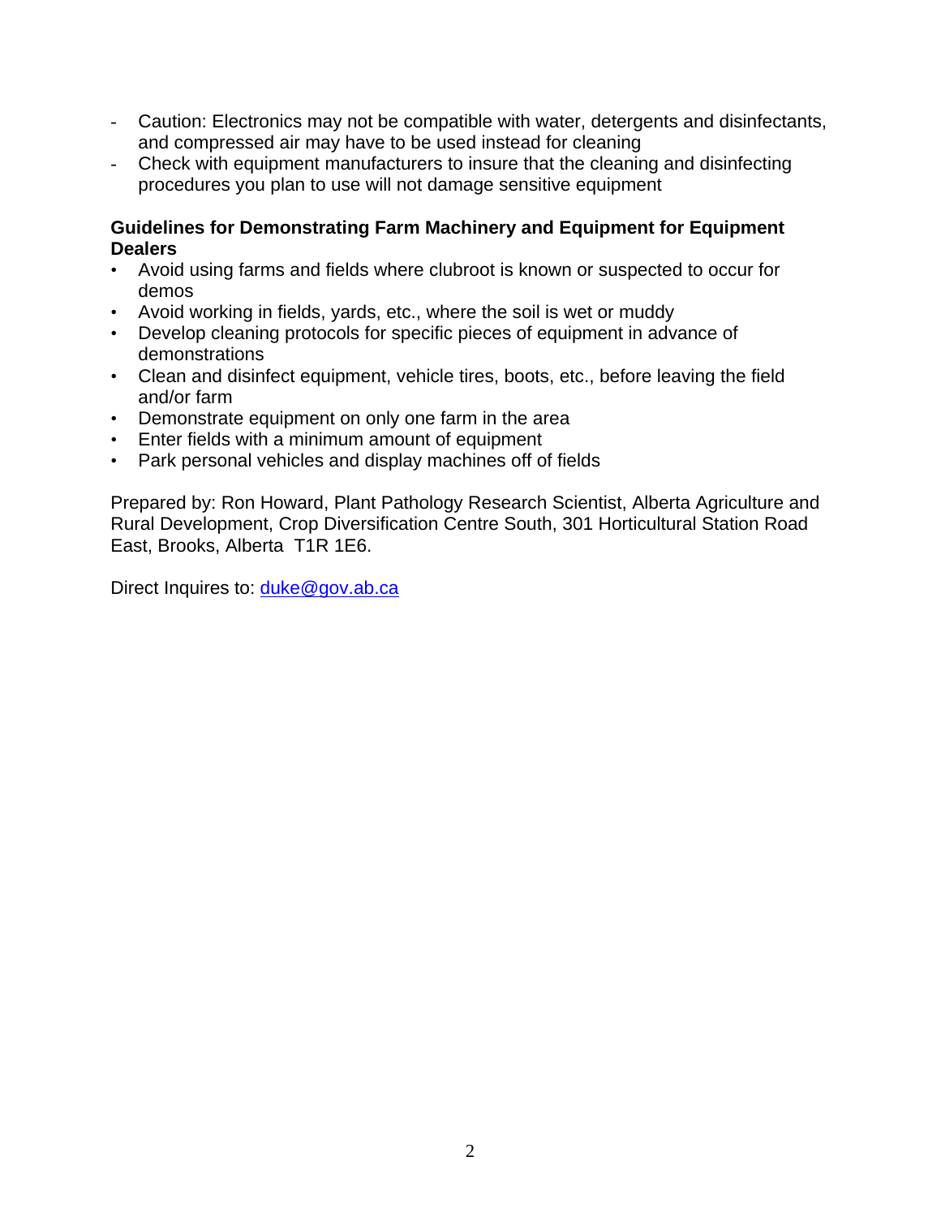- Caution: Electronics may not be compatible with water, detergents and disinfectants, and compressed air may have to be used instead for cleaning
- Check with equipment manufacturers to insure that the cleaning and disinfecting procedures you plan to use will not damage sensitive equipment

**Guidelines for Demonstrating Farm Machinery and Equipment for Equipment Dealers**

- Avoid using farms and fields where clubroot is known or suspected to occur for demos
- Avoid working in fields, yards, etc., where the soil is wet or muddy
- Develop cleaning protocols for specific pieces of equipment in advance of demonstrations
- Clean and disinfect equipment, vehicle tires, boots, etc., before leaving the field and/or farm
- Demonstrate equipment on only one farm in the area
- Enter fields with a minimum amount of equipment
- Park personal vehicles and display machines off of fields

Prepared by: Ron Howard, Plant Pathology Research Scientist, Alberta Agriculture and Rural Development, Crop Diversification Centre South, 301 Horticultural Station Road East, Brooks, Alberta T1R 1E6.

Direct Inquires to: duke@gov.ab.ca